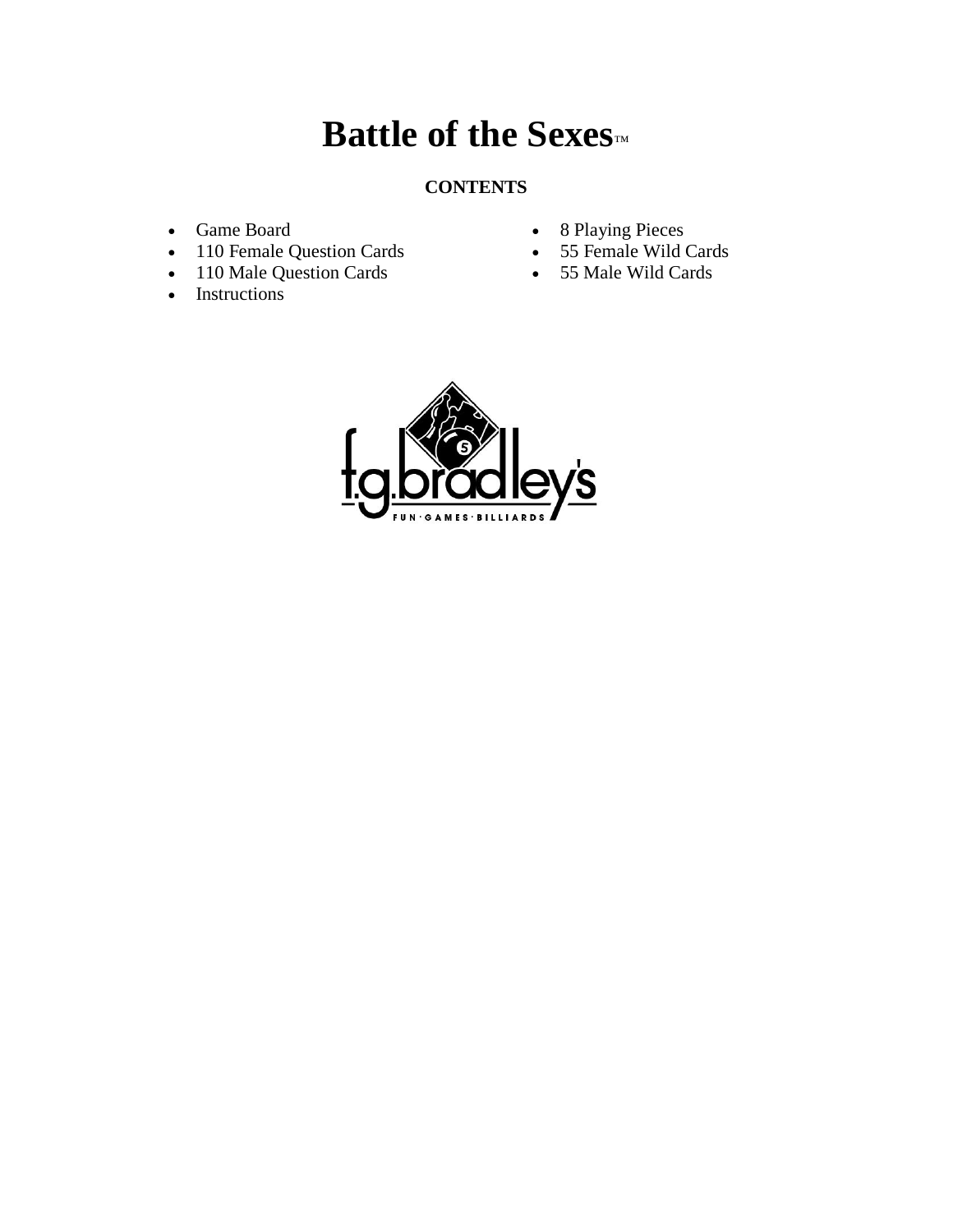# Battle of the Sexes™

**CONTENTS**

- Game Board
- 110 Female Question Cards
- 110 Male Question Cards
- Instructions
- 8 Playing Pieces
- 55 Female Wild Cards
- 55 Male Wild Cards

f.g.bradley's

FUN·GAMES·BILLIARDS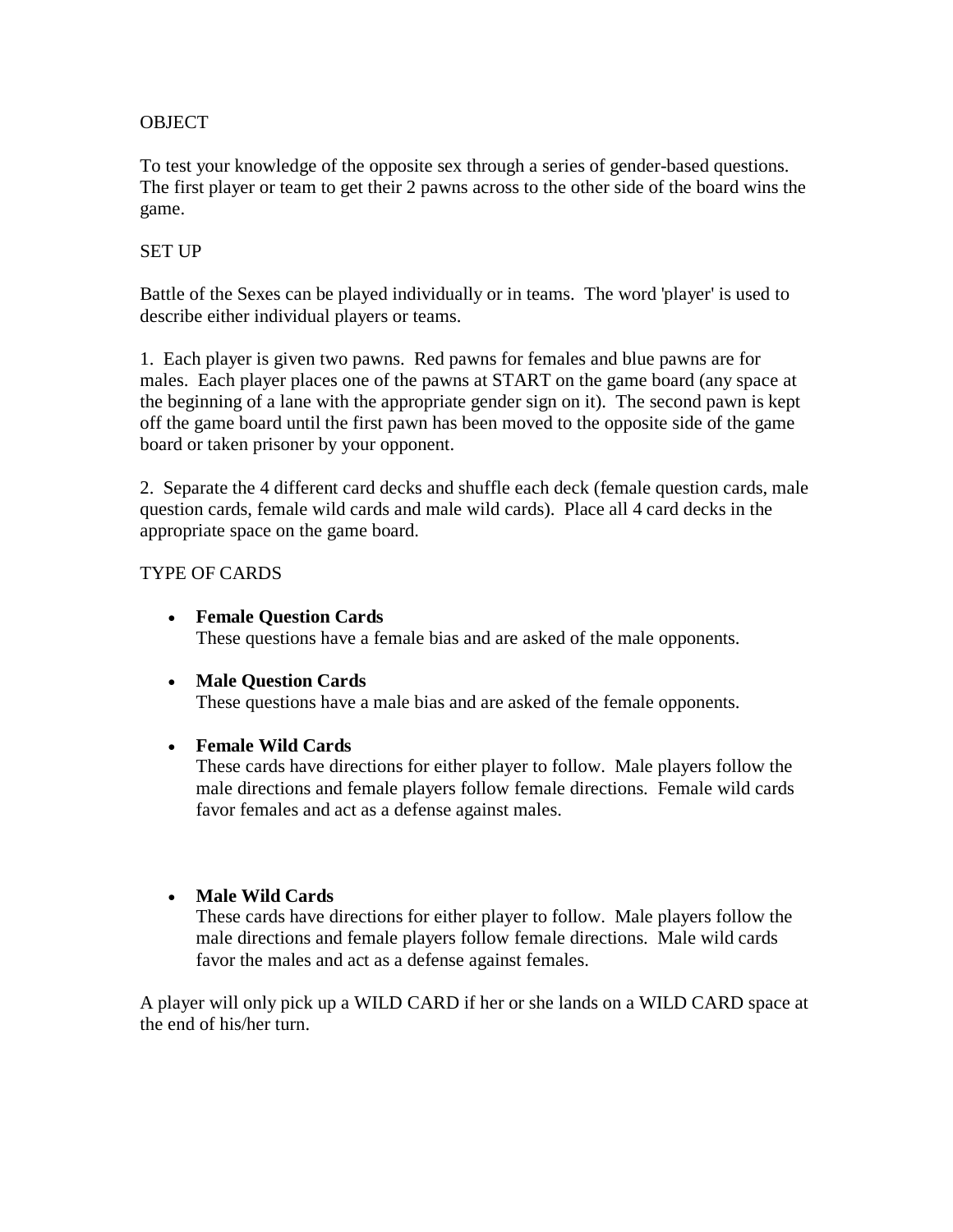## OBJECT

To test your knowledge of the opposite sex through a series of gender-based questions. The first player or team to get their 2 pawns across to the other side of the board wins the game.

## SET UP

Battle of the Sexes can be played individually or in teams. The word 'player' is used to describe either individual players or teams.

1. Each player is given two pawns. Red pawns for females and blue pawns are for males. Each player places one of the pawns at START on the game board (any space at the beginning of a lane with the appropriate gender sign on it). The second pawn is kept off the game board until the first pawn has been moved to the opposite side of the game board or taken prisoner by your opponent.

2. Separate the 4 different card decks and shuffle each deck (female question cards, male question cards, female wild cards and male wild cards). Place all 4 card decks in the appropriate space on the game board.

## TYPE OF CARDS

- **Female Question Cards**
  These questions have a female bias and are asked of the male opponents.

- **Male Question Cards**
  These questions have a male bias and are asked of the female opponents.

- **Female Wild Cards**
  These cards have directions for either player to follow. Male players follow the male directions and female players follow female directions. Female wild cards favor females and act as a defense against males.

- **Male Wild Cards**
  These cards have directions for either player to follow. Male players follow the male directions and female players follow female directions. Male wild cards favor the males and act as a defense against females.

A player will only pick up a WILD CARD if her or she lands on a WILD CARD space at the end of his/her turn.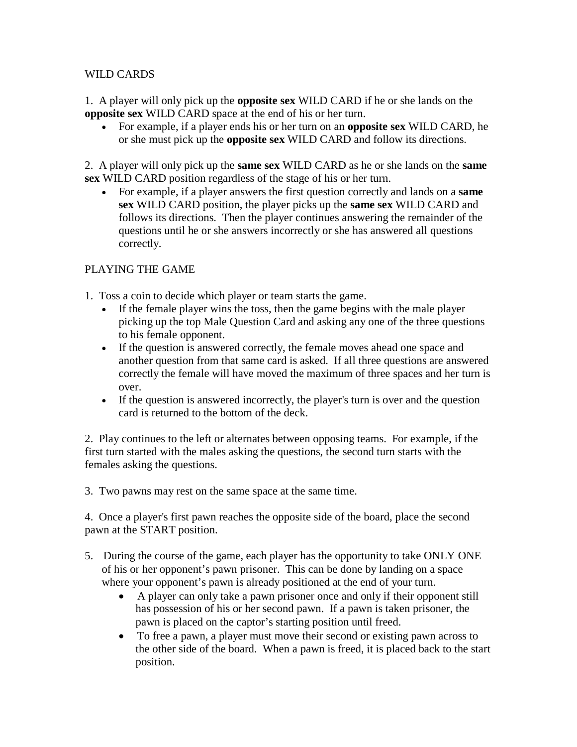## WILD CARDS

1. A player will only pick up the **opposite sex** WILD CARD if he or she lands on the **opposite sex** WILD CARD space at the end of his or her turn.
   - For example, if a player ends his or her turn on an **opposite sex** WILD CARD, he or she must pick up the **opposite sex** WILD CARD and follow its directions.

2. A player will only pick up the **same sex** WILD CARD as he or she lands on the **same sex** WILD CARD position regardless of the stage of his or her turn.
   - For example, if a player answers the first question correctly and lands on a **same sex** WILD CARD position, the player picks up the **same sex** WILD CARD and follows its directions. Then the player continues answering the remainder of the questions until he or she answers incorrectly or she has answered all questions correctly.

## PLAYING THE GAME

1. Toss a coin to decide which player or team starts the game.
   - If the female player wins the toss, then the game begins with the male player picking up the top Male Question Card and asking any one of the three questions to his female opponent.
   - If the question is answered correctly, the female moves ahead one space and another question from that same card is asked. If all three questions are answered correctly the female will have moved the maximum of three spaces and her turn is over.
   - If the question is answered incorrectly, the player's turn is over and the question card is returned to the bottom of the deck.

2. Play continues to the left or alternates between opposing teams. For example, if the first turn started with the males asking the questions, the second turn starts with the females asking the questions.

3. Two pawns may rest on the same space at the same time.

4. Once a player's first pawn reaches the opposite side of the board, place the second pawn at the START position.

5. During the course of the game, each player has the opportunity to take ONLY ONE of his or her opponent's pawn prisoner. This can be done by landing on a space where your opponent's pawn is already positioned at the end of your turn.
   - A player can only take a pawn prisoner once and only if their opponent still has possession of his or her second pawn. If a pawn is taken prisoner, the pawn is placed on the captor's starting position until freed.
   - To free a pawn, a player must move their second or existing pawn across to the other side of the board. When a pawn is freed, it is placed back to the start position.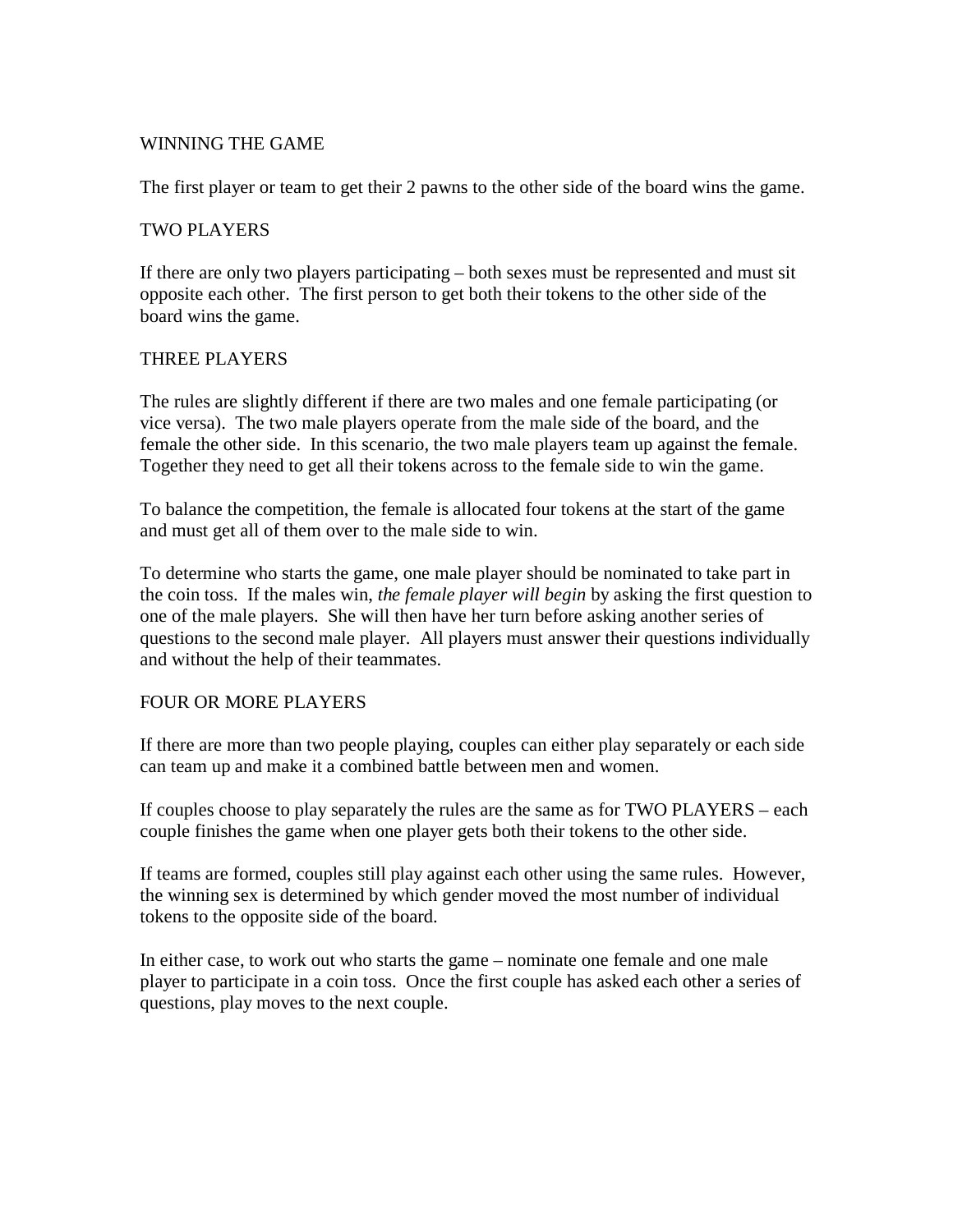## WINNING THE GAME

The first player or team to get their 2 pawns to the other side of the board wins the game.

## TWO PLAYERS

If there are only two players participating – both sexes must be represented and must sit opposite each other. The first person to get both their tokens to the other side of the board wins the game.

## THREE PLAYERS

The rules are slightly different if there are two males and one female participating (or vice versa). The two male players operate from the male side of the board, and the female the other side. In this scenario, the two male players team up against the female. Together they need to get all their tokens across to the female side to win the game.

To balance the competition, the female is allocated four tokens at the start of the game and must get all of them over to the male side to win.

To determine who starts the game, one male player should be nominated to take part in the coin toss. If the males win, *the female player will begin* by asking the first question to one of the male players. She will then have her turn before asking another series of questions to the second male player. All players must answer their questions individually and without the help of their teammates.

## FOUR OR MORE PLAYERS

If there are more than two people playing, couples can either play separately or each side can team up and make it a combined battle between men and women.

If couples choose to play separately the rules are the same as for TWO PLAYERS – each couple finishes the game when one player gets both their tokens to the other side.

If teams are formed, couples still play against each other using the same rules. However, the winning sex is determined by which gender moved the most number of individual tokens to the opposite side of the board.

In either case, to work out who starts the game – nominate one female and one male player to participate in a coin toss. Once the first couple has asked each other a series of questions, play moves to the next couple.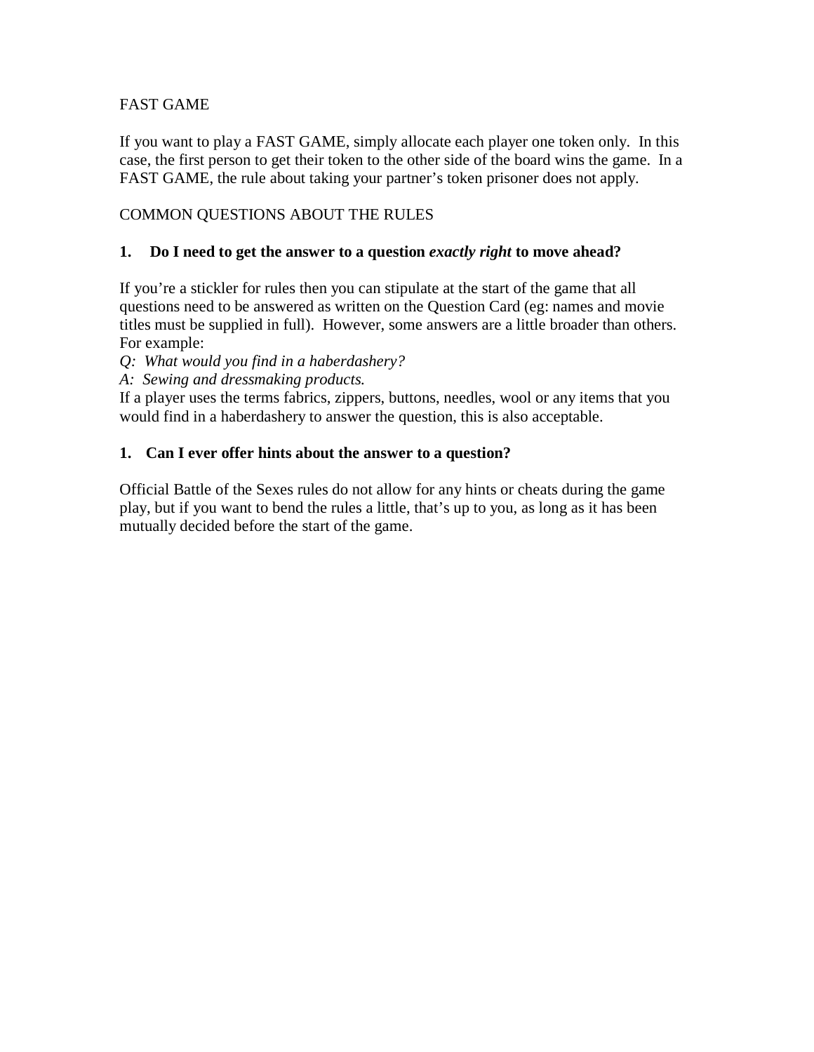FAST GAME

If you want to play a FAST GAME, simply allocate each player one token only. In this case, the first person to get their token to the other side of the board wins the game. In a FAST GAME, the rule about taking your partner's token prisoner does not apply.

COMMON QUESTIONS ABOUT THE RULES

**1. Do I need to get the answer to a question *exactly right* to move ahead?**

If you're a stickler for rules then you can stipulate at the start of the game that all questions need to be answered as written on the Question Card (eg: names and movie titles must be supplied in full). However, some answers are a little broader than others. For example:
*Q: What would you find in a haberdashery?*
*A: Sewing and dressmaking products.*
If a player uses the terms fabrics, zippers, buttons, needles, wool or any items that you would find in a haberdashery to answer the question, this is also acceptable.

**1. Can I ever offer hints about the answer to a question?**

Official Battle of the Sexes rules do not allow for any hints or cheats during the game play, but if you want to bend the rules a little, that's up to you, as long as it has been mutually decided before the start of the game.